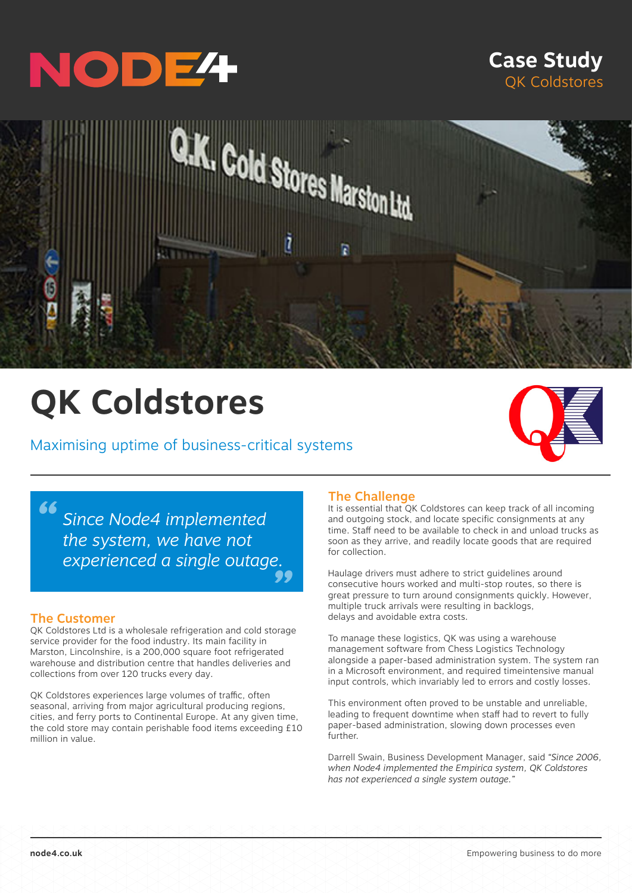Case Study
QK Coldstores

# QK Coldstores

Maximising uptime of business-critical systems

> *Since Node4 implemented the system, we have not experienced a single outage.*

## The Customer

QK Coldstores Ltd is a wholesale refrigeration and cold storage service provider for the food industry. Its main facility in Marston, Lincolnshire, is a 200,000 square foot refrigerated warehouse and distribution centre that handles deliveries and collections from over 120 trucks every day.

QK Coldstores experiences large volumes of traffic, often seasonal, arriving from major agricultural producing regions, cities, and ferry ports to Continental Europe. At any given time, the cold store may contain perishable food items exceeding £10 million in value.

## The Challenge

It is essential that QK Coldstores can keep track of all incoming and outgoing stock, and locate specific consignments at any time. Staff need to be available to check in and unload trucks as soon as they arrive, and readily locate goods that are required for collection.

Haulage drivers must adhere to strict guidelines around consecutive hours worked and multi-stop routes, so there is great pressure to turn around consignments quickly. However, multiple truck arrivals were resulting in backlogs, delays and avoidable extra costs.

To manage these logistics, QK was using a warehouse management software from Chess Logistics Technology alongside a paper-based administration system. The system ran in a Microsoft environment, and required timeintensive manual input controls, which invariably led to errors and costly losses.

This environment often proved to be unstable and unreliable, leading to frequent downtime when staff had to revert to fully paper-based administration, slowing down processes even further.

Darrell Swain, Business Development Manager, said *"Since 2006, when Node4 implemented the Empirica system, QK Coldstores has not experienced a single system outage."*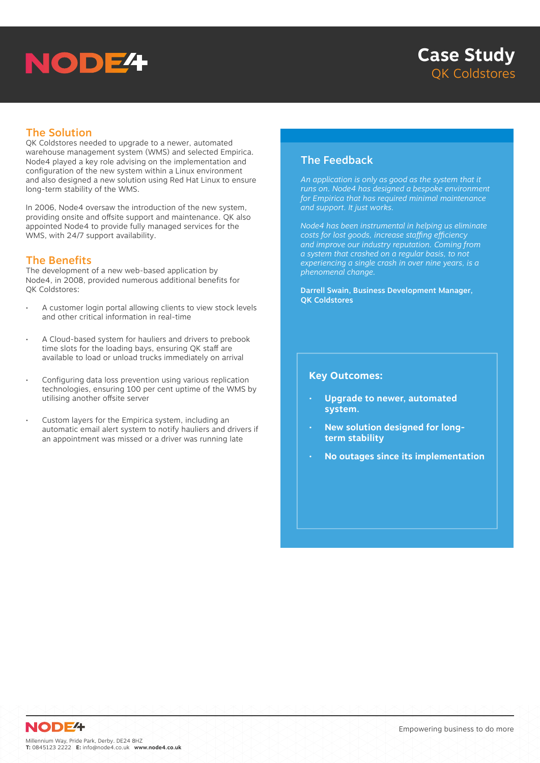# Case Study
## QK Coldstores

## The Solution

QK Coldstores needed to upgrade to a newer, automated warehouse management system (WMS) and selected Empirica. Node4 played a key role advising on the implementation and configuration of the new system within a Linux environment and also designed a new solution using Red Hat Linux to ensure long-term stability of the WMS.

In 2006, Node4 oversaw the introduction of the new system, providing onsite and offsite support and maintenance. QK also appointed Node4 to provide fully managed services for the WMS, with 24/7 support availability.

## The Benefits

The development of a new web-based application by Node4, in 2008, provided numerous additional benefits for QK Coldstores:

- A customer login portal allowing clients to view stock levels and other critical information in real-time
- A Cloud-based system for hauliers and drivers to prebook time slots for the loading bays, ensuring QK staff are available to load or unload trucks immediately on arrival
- Configuring data loss prevention using various replication technologies, ensuring 100 per cent uptime of the WMS by utilising another offsite server
- Custom layers for the Empirica system, including an automatic email alert system to notify hauliers and drivers if an appointment was missed or a driver was running late

## The Feedback

*An application is only as good as the system that it runs on. Node4 has designed a bespoke environment for Empirica that has required minimal maintenance and support. It just works.*

*Node4 has been instrumental in helping us eliminate costs for lost goods, increase staffing efficiency and improve our industry reputation. Coming from a system that crashed on a regular basis, to not experiencing a single crash in over nine years, is a phenomenal change.*

**Darrell Swain, Business Development Manager, QK Coldstores**

### Key Outcomes:

- **Upgrade to newer, automated system.**
- **New solution designed for long-term stability**
- **No outages since its implementation**

Millennium Way, Pride Park, Derby. DE24 8HZ
**T:** 0845123 2222 **E:** info@node4.co.uk **www.node4.co.uk**

Empowering business to do more